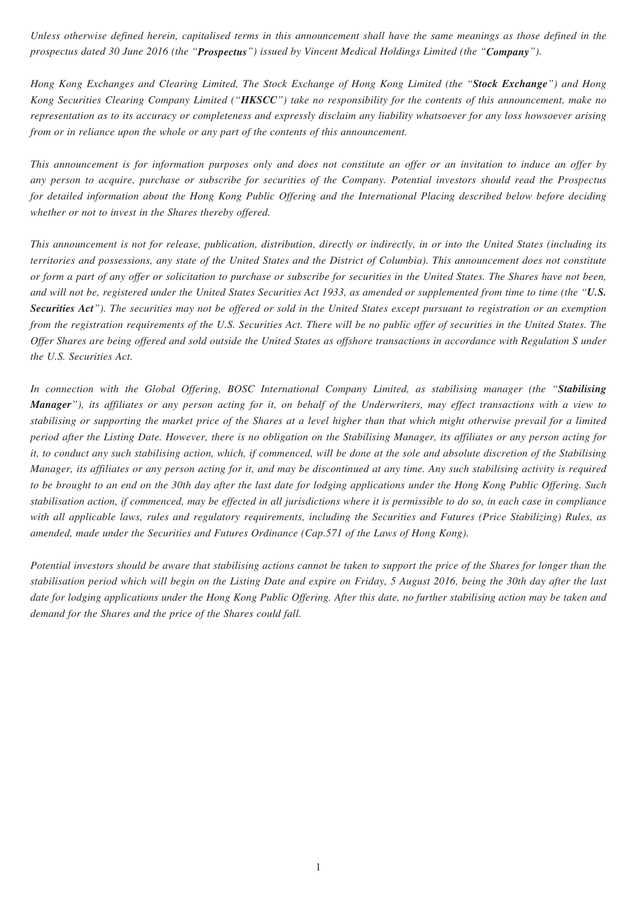*Unless otherwise defined herein, capitalised terms in this announcement shall have the same meanings as those defined in the prospectus dated 30 June 2016 (the "**Prospectus**") issued by Vincent Medical Holdings Limited (the "**Company**").*

*Hong Kong Exchanges and Clearing Limited, The Stock Exchange of Hong Kong Limited (the "**Stock Exchange**") and Hong Kong Securities Clearing Company Limited ("**HKSCC**") take no responsibility for the contents of this announcement, make no representation as to its accuracy or completeness and expressly disclaim any liability whatsoever for any loss howsoever arising from or in reliance upon the whole or any part of the contents of this announcement.*

*This announcement is for information purposes only and does not constitute an offer or an invitation to induce an offer by any person to acquire, purchase or subscribe for securities of the Company. Potential investors should read the Prospectus for detailed information about the Hong Kong Public Offering and the International Placing described below before deciding whether or not to invest in the Shares thereby offered.*

*This announcement is not for release, publication, distribution, directly or indirectly, in or into the United States (including its territories and possessions, any state of the United States and the District of Columbia). This announcement does not constitute or form a part of any offer or solicitation to purchase or subscribe for securities in the United States. The Shares have not been, and will not be, registered under the United States Securities Act 1933, as amended or supplemented from time to time (the "**U.S. Securities Act**"). The securities may not be offered or sold in the United States except pursuant to registration or an exemption from the registration requirements of the U.S. Securities Act. There will be no public offer of securities in the United States. The Offer Shares are being offered and sold outside the United States as offshore transactions in accordance with Regulation S under the U.S. Securities Act.*

*In connection with the Global Offering, BOSC International Company Limited, as stabilising manager (the "**Stabilising Manager**"), its affiliates or any person acting for it, on behalf of the Underwriters, may effect transactions with a view to stabilising or supporting the market price of the Shares at a level higher than that which might otherwise prevail for a limited period after the Listing Date. However, there is no obligation on the Stabilising Manager, its affiliates or any person acting for it, to conduct any such stabilising action, which, if commenced, will be done at the sole and absolute discretion of the Stabilising Manager, its affiliates or any person acting for it, and may be discontinued at any time. Any such stabilising activity is required to be brought to an end on the 30th day after the last date for lodging applications under the Hong Kong Public Offering. Such stabilisation action, if commenced, may be effected in all jurisdictions where it is permissible to do so, in each case in compliance with all applicable laws, rules and regulatory requirements, including the Securities and Futures (Price Stabilizing) Rules, as amended, made under the Securities and Futures Ordinance (Cap.571 of the Laws of Hong Kong).*

*Potential investors should be aware that stabilising actions cannot be taken to support the price of the Shares for longer than the stabilisation period which will begin on the Listing Date and expire on Friday, 5 August 2016, being the 30th day after the last date for lodging applications under the Hong Kong Public Offering. After this date, no further stabilising action may be taken and demand for the Shares and the price of the Shares could fall.*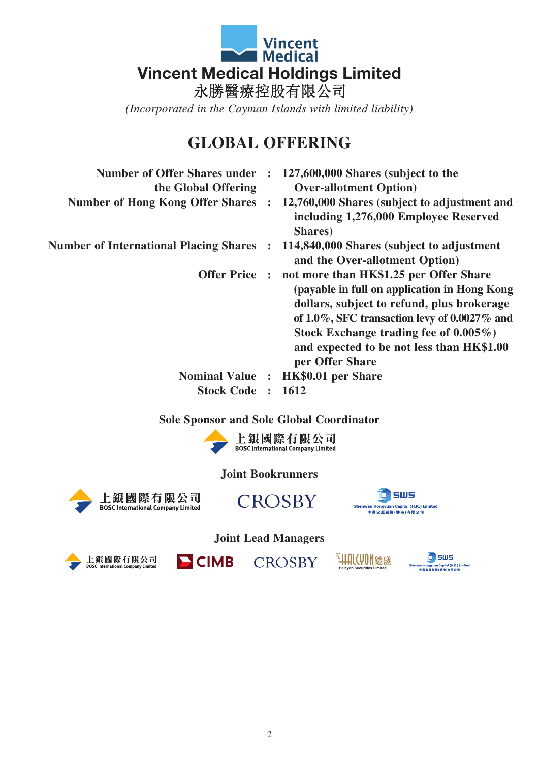# Vincent Medical Holdings Limited

# 永勝醫療控股有限公司

*(Incorporated in the Cayman Islands with limited liability)*

## GLOBAL OFFERING

| | | |
|---|---|---|
| **Number of Offer Shares under the Global Offering** | **:** | **127,600,000 Shares (subject to the Over-allotment Option)** |
| **Number of Hong Kong Offer Shares** | **:** | **12,760,000 Shares (subject to adjustment and including 1,276,000 Employee Reserved Shares)** |
| **Number of International Placing Shares** | **:** | **114,840,000 Shares (subject to adjustment and the Over-allotment Option)** |
| **Offer Price** | **:** | **not more than HK$1.25 per Offer Share (payable in full on application in Hong Kong dollars, subject to refund, plus brokerage of 1.0%, SFC transaction levy of 0.0027% and Stock Exchange trading fee of 0.005%) and expected to be not less than HK$1.00 per Offer Share** |
| **Nominal Value** | **:** | **HK$0.01 per Share** |
| **Stock Code** | **:** | **1612** |

**Sole Sponsor and Sole Global Coordinator**

上銀國際有限公司
BOSC International Company Limited

**Joint Bookrunners**

上銀國際有限公司
BOSC International Company Limited

CROSBY

SWS
Shenwan Hongyuan Capital (H.K.) Limited
申萬宏源融資(香港)有限公司

**Joint Lead Managers**

上銀國際有限公司
BOSC International Company Limited

CIMB

CROSBY

HALCYON 鎧盛
Halcyon Securities Limited

SWS
Shenwan Hongyuan Capital (H.K.) Limited
申萬宏源融資(香港)有限公司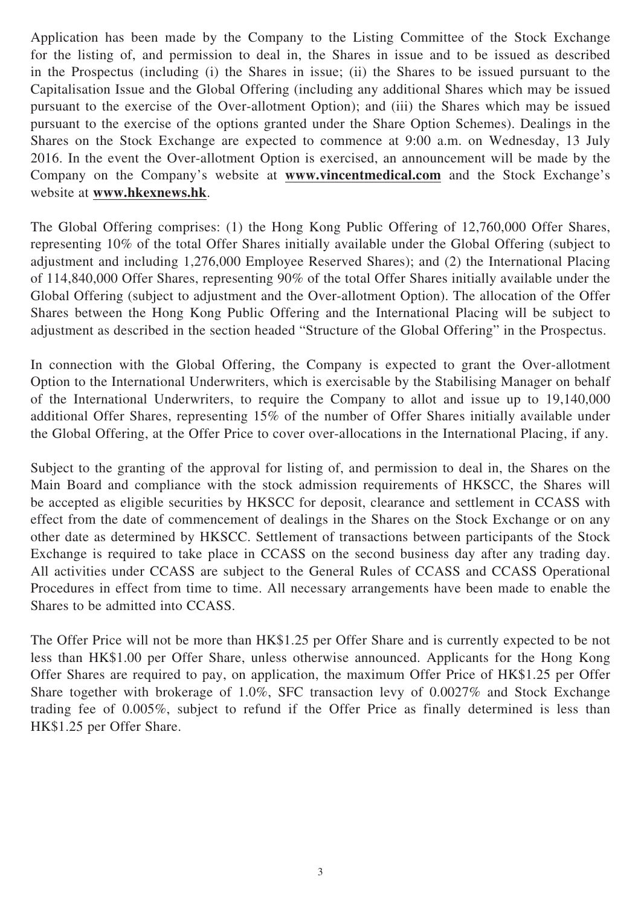Application has been made by the Company to the Listing Committee of the Stock Exchange for the listing of, and permission to deal in, the Shares in issue and to be issued as described in the Prospectus (including (i) the Shares in issue; (ii) the Shares to be issued pursuant to the Capitalisation Issue and the Global Offering (including any additional Shares which may be issued pursuant to the exercise of the Over-allotment Option); and (iii) the Shares which may be issued pursuant to the exercise of the options granted under the Share Option Schemes). Dealings in the Shares on the Stock Exchange are expected to commence at 9:00 a.m. on Wednesday, 13 July 2016. In the event the Over-allotment Option is exercised, an announcement will be made by the Company on the Company's website at **www.vincentmedical.com** and the Stock Exchange's website at **www.hkexnews.hk**.

The Global Offering comprises: (1) the Hong Kong Public Offering of 12,760,000 Offer Shares, representing 10% of the total Offer Shares initially available under the Global Offering (subject to adjustment and including 1,276,000 Employee Reserved Shares); and (2) the International Placing of 114,840,000 Offer Shares, representing 90% of the total Offer Shares initially available under the Global Offering (subject to adjustment and the Over-allotment Option). The allocation of the Offer Shares between the Hong Kong Public Offering and the International Placing will be subject to adjustment as described in the section headed "Structure of the Global Offering" in the Prospectus.

In connection with the Global Offering, the Company is expected to grant the Over-allotment Option to the International Underwriters, which is exercisable by the Stabilising Manager on behalf of the International Underwriters, to require the Company to allot and issue up to 19,140,000 additional Offer Shares, representing 15% of the number of Offer Shares initially available under the Global Offering, at the Offer Price to cover over-allocations in the International Placing, if any.

Subject to the granting of the approval for listing of, and permission to deal in, the Shares on the Main Board and compliance with the stock admission requirements of HKSCC, the Shares will be accepted as eligible securities by HKSCC for deposit, clearance and settlement in CCASS with effect from the date of commencement of dealings in the Shares on the Stock Exchange or on any other date as determined by HKSCC. Settlement of transactions between participants of the Stock Exchange is required to take place in CCASS on the second business day after any trading day. All activities under CCASS are subject to the General Rules of CCASS and CCASS Operational Procedures in effect from time to time. All necessary arrangements have been made to enable the Shares to be admitted into CCASS.

The Offer Price will not be more than HK$1.25 per Offer Share and is currently expected to be not less than HK$1.00 per Offer Share, unless otherwise announced. Applicants for the Hong Kong Offer Shares are required to pay, on application, the maximum Offer Price of HK$1.25 per Offer Share together with brokerage of 1.0%, SFC transaction levy of 0.0027% and Stock Exchange trading fee of 0.005%, subject to refund if the Offer Price as finally determined is less than HK$1.25 per Offer Share.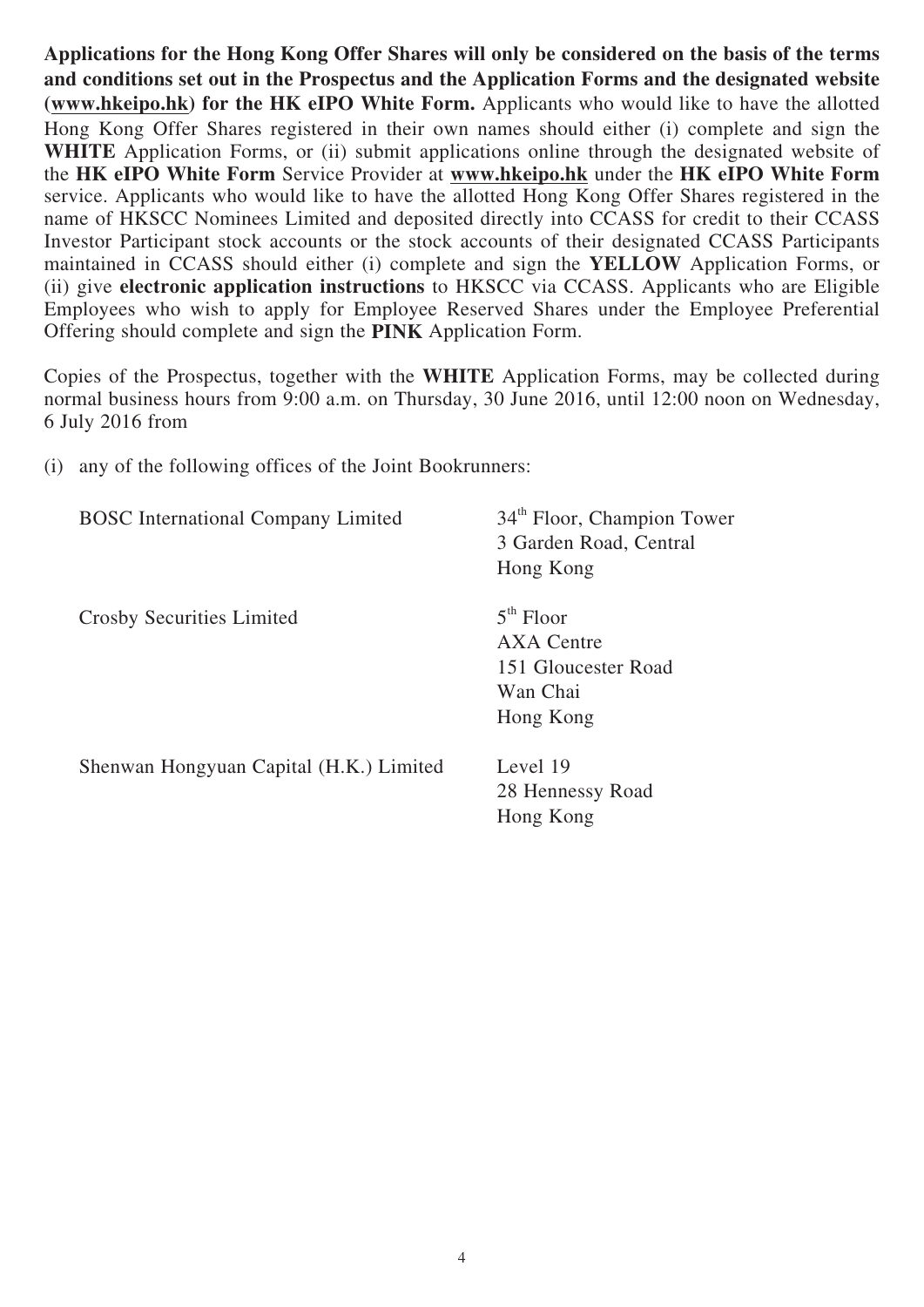**Applications for the Hong Kong Offer Shares will only be considered on the basis of the terms and conditions set out in the Prospectus and the Application Forms and the designated website (www.hkeipo.hk) for the HK eIPO White Form.** Applicants who would like to have the allotted Hong Kong Offer Shares registered in their own names should either (i) complete and sign the **WHITE** Application Forms, or (ii) submit applications online through the designated website of the **HK eIPO White Form** Service Provider at **www.hkeipo.hk** under the **HK eIPO White Form** service. Applicants who would like to have the allotted Hong Kong Offer Shares registered in the name of HKSCC Nominees Limited and deposited directly into CCASS for credit to their CCASS Investor Participant stock accounts or the stock accounts of their designated CCASS Participants maintained in CCASS should either (i) complete and sign the **YELLOW** Application Forms, or (ii) give **electronic application instructions** to HKSCC via CCASS. Applicants who are Eligible Employees who wish to apply for Employee Reserved Shares under the Employee Preferential Offering should complete and sign the **PINK** Application Form.

Copies of the Prospectus, together with the **WHITE** Application Forms, may be collected during normal business hours from 9:00 a.m. on Thursday, 30 June 2016, until 12:00 noon on Wednesday, 6 July 2016 from

(i) any of the following offices of the Joint Bookrunners:

| | |
|---|---|
| BOSC International Company Limited | 34th Floor, Champion Tower<br>3 Garden Road, Central<br>Hong Kong |
| Crosby Securities Limited | 5th Floor<br>AXA Centre<br>151 Gloucester Road<br>Wan Chai<br>Hong Kong |
| Shenwan Hongyuan Capital (H.K.) Limited | Level 19<br>28 Hennessy Road<br>Hong Kong |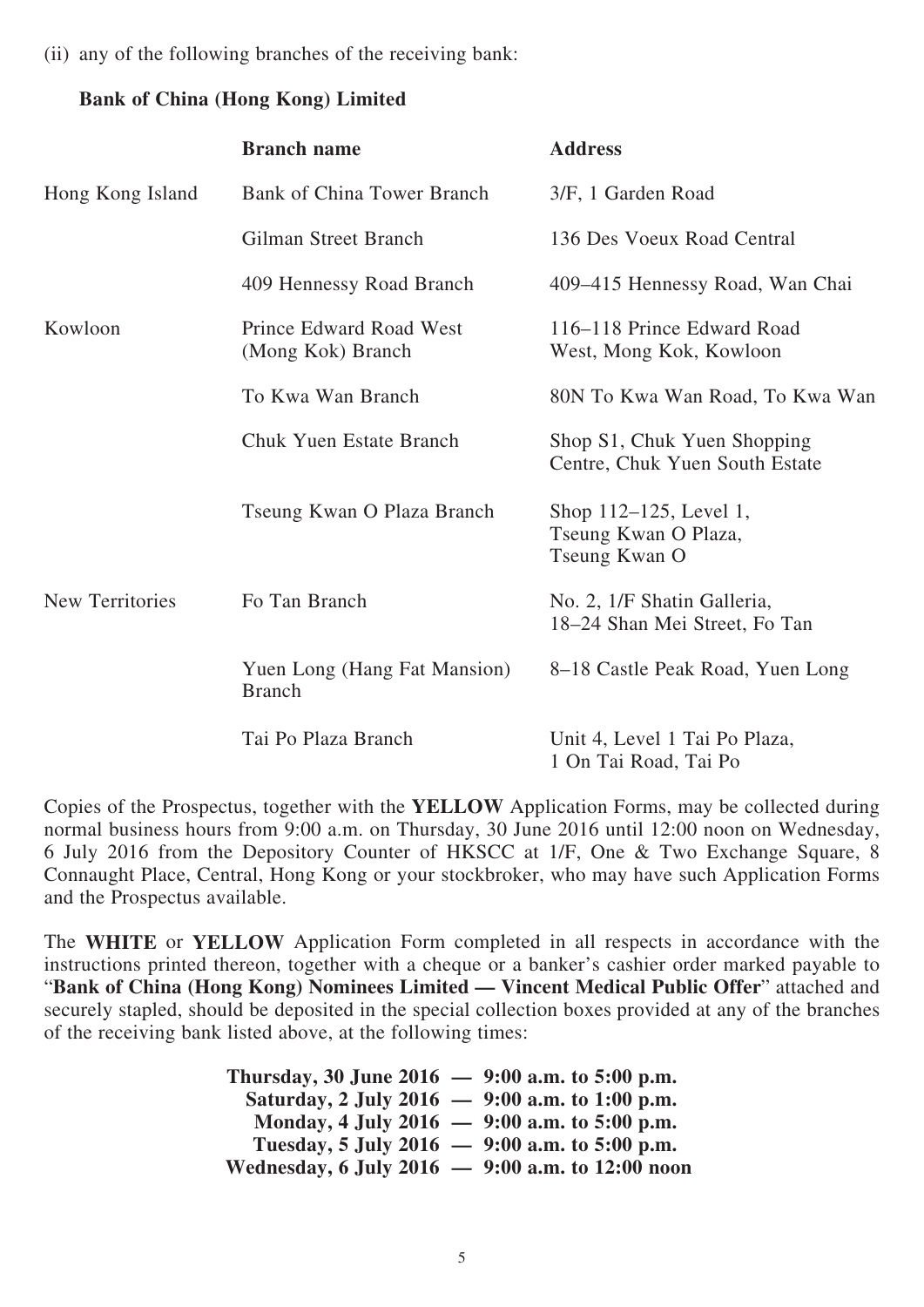(ii) any of the following branches of the receiving bank:

**Bank of China (Hong Kong) Limited**

| | **Branch name** | **Address** |
|---|---|---|
| Hong Kong Island | Bank of China Tower Branch | 3/F, 1 Garden Road |
| | Gilman Street Branch | 136 Des Voeux Road Central |
| | 409 Hennessy Road Branch | 409–415 Hennessy Road, Wan Chai |
| Kowloon | Prince Edward Road West (Mong Kok) Branch | 116–118 Prince Edward Road West, Mong Kok, Kowloon |
| | To Kwa Wan Branch | 80N To Kwa Wan Road, To Kwa Wan |
| | Chuk Yuen Estate Branch | Shop S1, Chuk Yuen Shopping Centre, Chuk Yuen South Estate |
| | Tseung Kwan O Plaza Branch | Shop 112–125, Level 1, Tseung Kwan O Plaza, Tseung Kwan O |
| New Territories | Fo Tan Branch | No. 2, 1/F Shatin Galleria, 18–24 Shan Mei Street, Fo Tan |
| | Yuen Long (Hang Fat Mansion) Branch | 8–18 Castle Peak Road, Yuen Long |
| | Tai Po Plaza Branch | Unit 4, Level 1 Tai Po Plaza, 1 On Tai Road, Tai Po |

Copies of the Prospectus, together with the **YELLOW** Application Forms, may be collected during normal business hours from 9:00 a.m. on Thursday, 30 June 2016 until 12:00 noon on Wednesday, 6 July 2016 from the Depository Counter of HKSCC at 1/F, One & Two Exchange Square, 8 Connaught Place, Central, Hong Kong or your stockbroker, who may have such Application Forms and the Prospectus available.

The **WHITE** or **YELLOW** Application Form completed in all respects in accordance with the instructions printed thereon, together with a cheque or a banker's cashier order marked payable to "**Bank of China (Hong Kong) Nominees Limited — Vincent Medical Public Offer**" attached and securely stapled, should be deposited in the special collection boxes provided at any of the branches of the receiving bank listed above, at the following times:

**Thursday, 30 June 2016 — 9:00 a.m. to 5:00 p.m.**
**Saturday, 2 July 2016 — 9:00 a.m. to 1:00 p.m.**
**Monday, 4 July 2016 — 9:00 a.m. to 5:00 p.m.**
**Tuesday, 5 July 2016 — 9:00 a.m. to 5:00 p.m.**
**Wednesday, 6 July 2016 — 9:00 a.m. to 12:00 noon**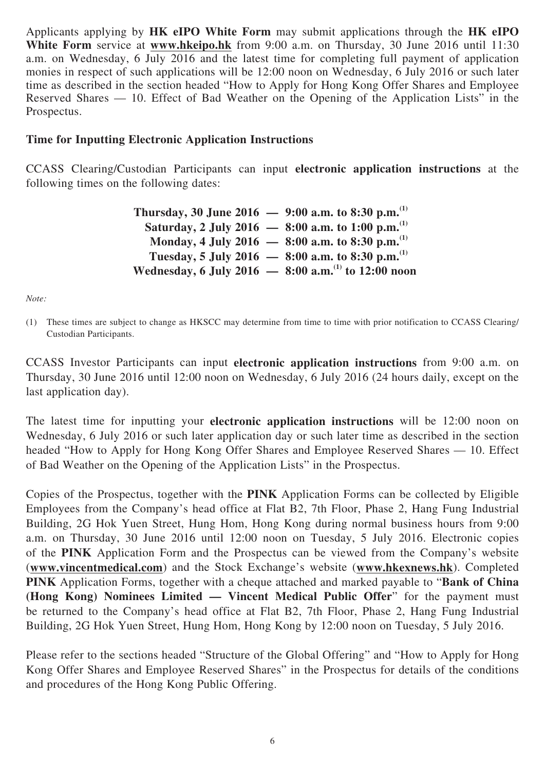Applicants applying by **HK eIPO White Form** may submit applications through the **HK eIPO White Form** service at **www.hkeipo.hk** from 9:00 a.m. on Thursday, 30 June 2016 until 11:30 a.m. on Wednesday, 6 July 2016 and the latest time for completing full payment of application monies in respect of such applications will be 12:00 noon on Wednesday, 6 July 2016 or such later time as described in the section headed "How to Apply for Hong Kong Offer Shares and Employee Reserved Shares — 10. Effect of Bad Weather on the Opening of the Application Lists" in the Prospectus.

**Time for Inputting Electronic Application Instructions**

CCASS Clearing/Custodian Participants can input **electronic application instructions** at the following times on the following dates:

**Thursday, 30 June 2016 — 9:00 a.m. to 8:30 p.m.[(1)]**
**Saturday, 2 July 2016 — 8:00 a.m. to 1:00 p.m.[(1)]**
**Monday, 4 July 2016 — 8:00 a.m. to 8:30 p.m.[(1)]**
**Tuesday, 5 July 2016 — 8:00 a.m. to 8:30 p.m.[(1)]**
**Wednesday, 6 July 2016 — 8:00 a.m.[(1)] to 12:00 noon**

*Note:*

(1) These times are subject to change as HKSCC may determine from time to time with prior notification to CCASS Clearing/Custodian Participants.

CCASS Investor Participants can input **electronic application instructions** from 9:00 a.m. on Thursday, 30 June 2016 until 12:00 noon on Wednesday, 6 July 2016 (24 hours daily, except on the last application day).

The latest time for inputting your **electronic application instructions** will be 12:00 noon on Wednesday, 6 July 2016 or such later application day or such later time as described in the section headed "How to Apply for Hong Kong Offer Shares and Employee Reserved Shares — 10. Effect of Bad Weather on the Opening of the Application Lists" in the Prospectus.

Copies of the Prospectus, together with the **PINK** Application Forms can be collected by Eligible Employees from the Company's head office at Flat B2, 7th Floor, Phase 2, Hang Fung Industrial Building, 2G Hok Yuen Street, Hung Hom, Hong Kong during normal business hours from 9:00 a.m. on Thursday, 30 June 2016 until 12:00 noon on Tuesday, 5 July 2016. Electronic copies of the **PINK** Application Form and the Prospectus can be viewed from the Company's website (**www.vincentmedical.com**) and the Stock Exchange's website (**www.hkexnews.hk**). Completed **PINK** Application Forms, together with a cheque attached and marked payable to "**Bank of China (Hong Kong) Nominees Limited — Vincent Medical Public Offer**" for the payment must be returned to the Company's head office at Flat B2, 7th Floor, Phase 2, Hang Fung Industrial Building, 2G Hok Yuen Street, Hung Hom, Hong Kong by 12:00 noon on Tuesday, 5 July 2016.

Please refer to the sections headed "Structure of the Global Offering" and "How to Apply for Hong Kong Offer Shares and Employee Reserved Shares" in the Prospectus for details of the conditions and procedures of the Hong Kong Public Offering.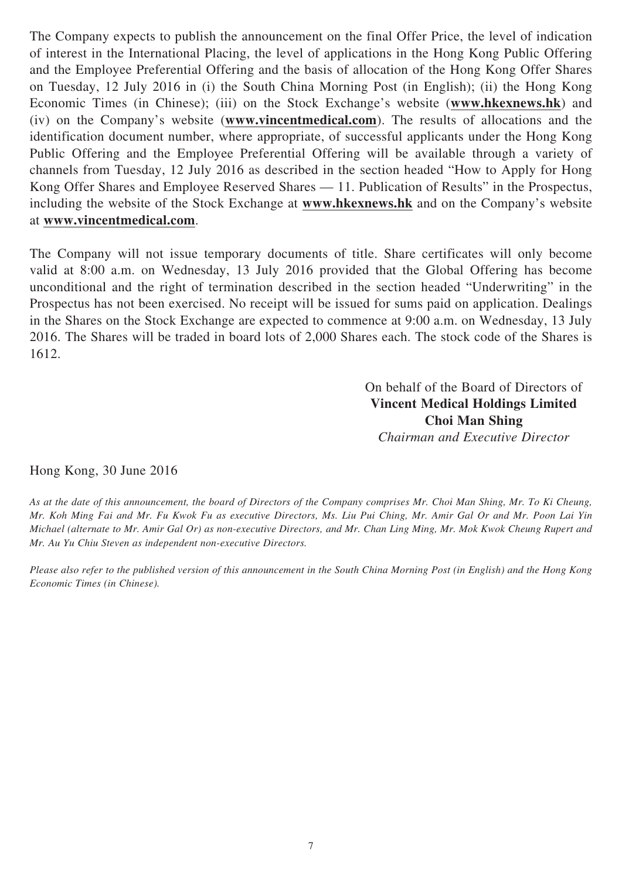The Company expects to publish the announcement on the final Offer Price, the level of indication of interest in the International Placing, the level of applications in the Hong Kong Public Offering and the Employee Preferential Offering and the basis of allocation of the Hong Kong Offer Shares on Tuesday, 12 July 2016 in (i) the South China Morning Post (in English); (ii) the Hong Kong Economic Times (in Chinese); (iii) on the Stock Exchange's website (**www.hkexnews.hk**) and (iv) on the Company's website (**www.vincentmedical.com**). The results of allocations and the identification document number, where appropriate, of successful applicants under the Hong Kong Public Offering and the Employee Preferential Offering will be available through a variety of channels from Tuesday, 12 July 2016 as described in the section headed "How to Apply for Hong Kong Offer Shares and Employee Reserved Shares — 11. Publication of Results" in the Prospectus, including the website of the Stock Exchange at **www.hkexnews.hk** and on the Company's website at **www.vincentmedical.com**.

The Company will not issue temporary documents of title. Share certificates will only become valid at 8:00 a.m. on Wednesday, 13 July 2016 provided that the Global Offering has become unconditional and the right of termination described in the section headed "Underwriting" in the Prospectus has not been exercised. No receipt will be issued for sums paid on application. Dealings in the Shares on the Stock Exchange are expected to commence at 9:00 a.m. on Wednesday, 13 July 2016. The Shares will be traded in board lots of 2,000 Shares each. The stock code of the Shares is 1612.

On behalf of the Board of Directors of
**Vincent Medical Holdings Limited**
**Choi Man Shing**
*Chairman and Executive Director*

Hong Kong, 30 June 2016

*As at the date of this announcement, the board of Directors of the Company comprises Mr. Choi Man Shing, Mr. To Ki Cheung, Mr. Koh Ming Fai and Mr. Fu Kwok Fu as executive Directors, Ms. Liu Pui Ching, Mr. Amir Gal Or and Mr. Poon Lai Yin Michael (alternate to Mr. Amir Gal Or) as non-executive Directors, and Mr. Chan Ling Ming, Mr. Mok Kwok Cheung Rupert and Mr. Au Yu Chiu Steven as independent non-executive Directors.*

*Please also refer to the published version of this announcement in the South China Morning Post (in English) and the Hong Kong Economic Times (in Chinese).*